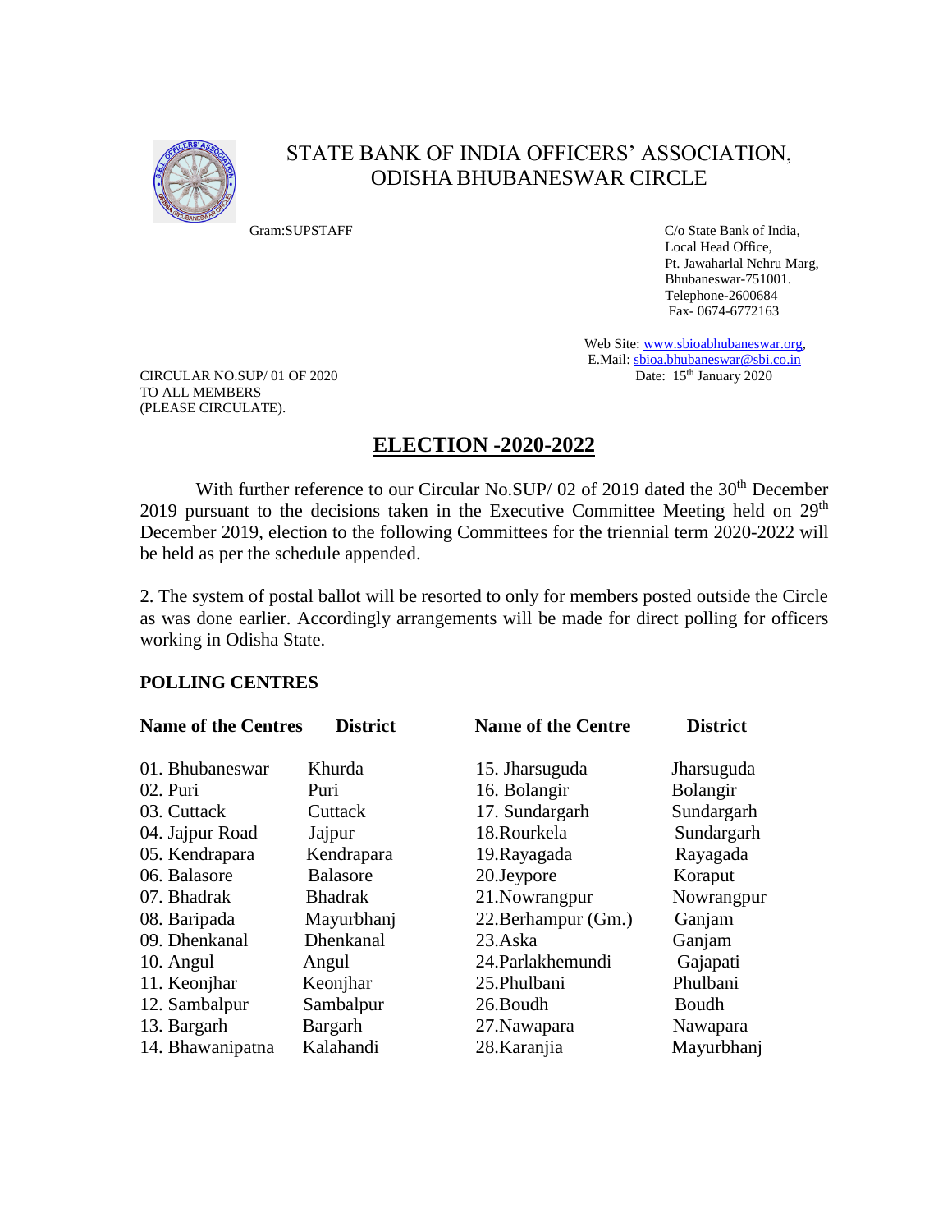# STATE BANK OF INDIA OFFICERS' ASSOCIATION, ODISHA BHUBANESWAR CIRCLE

Gram:SUPSTAFF

C/o State Bank of India,
Local Head Office,
Pt. Jawaharlal Nehru Marg,
Bhubaneswar-751001.
Telephone-2600684
Fax- 0674-6772163

Web Site: www.sbioabhubaneswar.org,
E.Mail: sbioa.bhubaneswar@sbi.co.in

CIRCULAR NO.SUP/ 01 OF 2020
TO ALL MEMBERS
(PLEASE CIRCULATE).

Date: 15th January 2020

## ELECTION -2020-2022

With further reference to our Circular No.SUP/ 02 of 2019 dated the 30th December 2019 pursuant to the decisions taken in the Executive Committee Meeting held on 29th December 2019, election to the following Committees for the triennial term 2020-2022 will be held as per the schedule appended.

2. The system of postal ballot will be resorted to only for members posted outside the Circle as was done earlier. Accordingly arrangements will be made for direct polling for officers working in Odisha State.

### POLLING CENTRES

| Name of the Centres | District | Name of the Centre | District |
|---|---|---|---|
| 01. Bhubaneswar | Khurda | 15. Jharsuguda | Jharsuguda |
| 02. Puri | Puri | 16. Bolangir | Bolangir |
| 03. Cuttack | Cuttack | 17. Sundargarh | Sundargarh |
| 04. Jajpur Road | Jajpur | 18.Rourkela | Sundargarh |
| 05. Kendrapara | Kendrapara | 19.Rayagada | Rayagada |
| 06. Balasore | Balasore | 20.Jeypore | Koraput |
| 07. Bhadrak | Bhadrak | 21.Nowrangpur | Nowrangpur |
| 08. Baripada | Mayurbhanj | 22.Berhampur (Gm.) | Ganjam |
| 09. Dhenkanal | Dhenkanal | 23.Aska | Ganjam |
| 10. Angul | Angul | 24.Parlakhemundi | Gajapati |
| 11. Keonjhar | Keonjhar | 25.Phulbani | Phulbani |
| 12. Sambalpur | Sambalpur | 26.Boudh | Boudh |
| 13. Bargarh | Bargarh | 27.Nawapara | Nawapara |
| 14. Bhawanipatna | Kalahandi | 28.Karanjia | Mayurbhanj |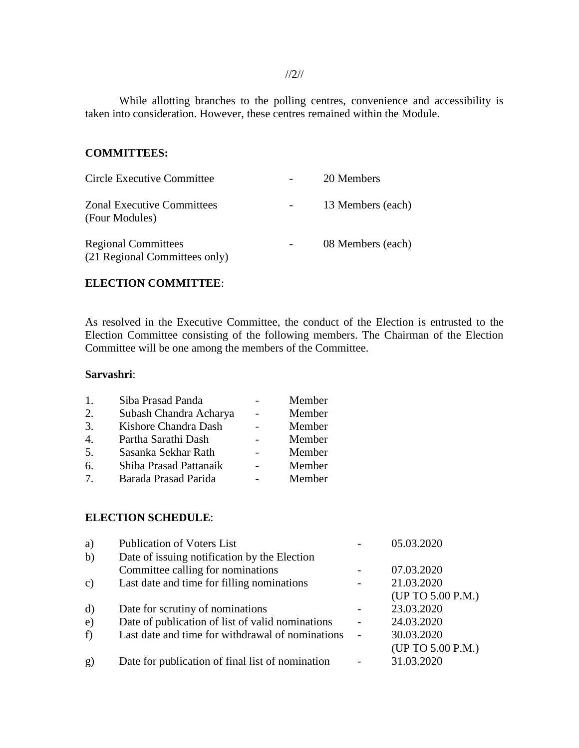While allotting branches to the polling centres, convenience and accessibility is taken into consideration. However, these centres remained within the Module.

**COMMITTEES:**

| | | |
|---|---|---|
| Circle Executive Committee | - | 20 Members |
| Zonal Executive Committees (Four Modules) | - | 13 Members (each) |
| Regional Committees (21 Regional Committees only) | - | 08 Members (each) |

**ELECTION COMMITTEE**:

As resolved in the Executive Committee, the conduct of the Election is entrusted to the Election Committee consisting of the following members. The Chairman of the Election Committee will be one among the members of the Committee.

**Sarvashri**:

| | | | |
|---|---|---|---|
| 1. | Siba Prasad Panda | - | Member |
| 2. | Subash Chandra Acharya | - | Member |
| 3. | Kishore Chandra Dash | - | Member |
| 4. | Partha Sarathi Dash | - | Member |
| 5. | Sasanka Sekhar Rath | - | Member |
| 6. | Shiba Prasad Pattanaik | - | Member |
| 7. | Barada Prasad Parida | - | Member |

**ELECTION SCHEDULE**:

| | | | |
|---|---|---|---|
| a) | Publication of Voters List | - | 05.03.2020 |
| b) | Date of issuing notification by the Election Committee calling for nominations | - | 07.03.2020 |
| c) | Last date and time for filling nominations | - | 21.03.2020 (UP TO 5.00 P.M.) |
| d) | Date for scrutiny of nominations | - | 23.03.2020 |
| e) | Date of publication of list of valid nominations | - | 24.03.2020 |
| f) | Last date and time for withdrawal of nominations | - | 30.03.2020 (UP TO 5.00 P.M.) |
| g) | Date for publication of final list of nomination | - | 31.03.2020 |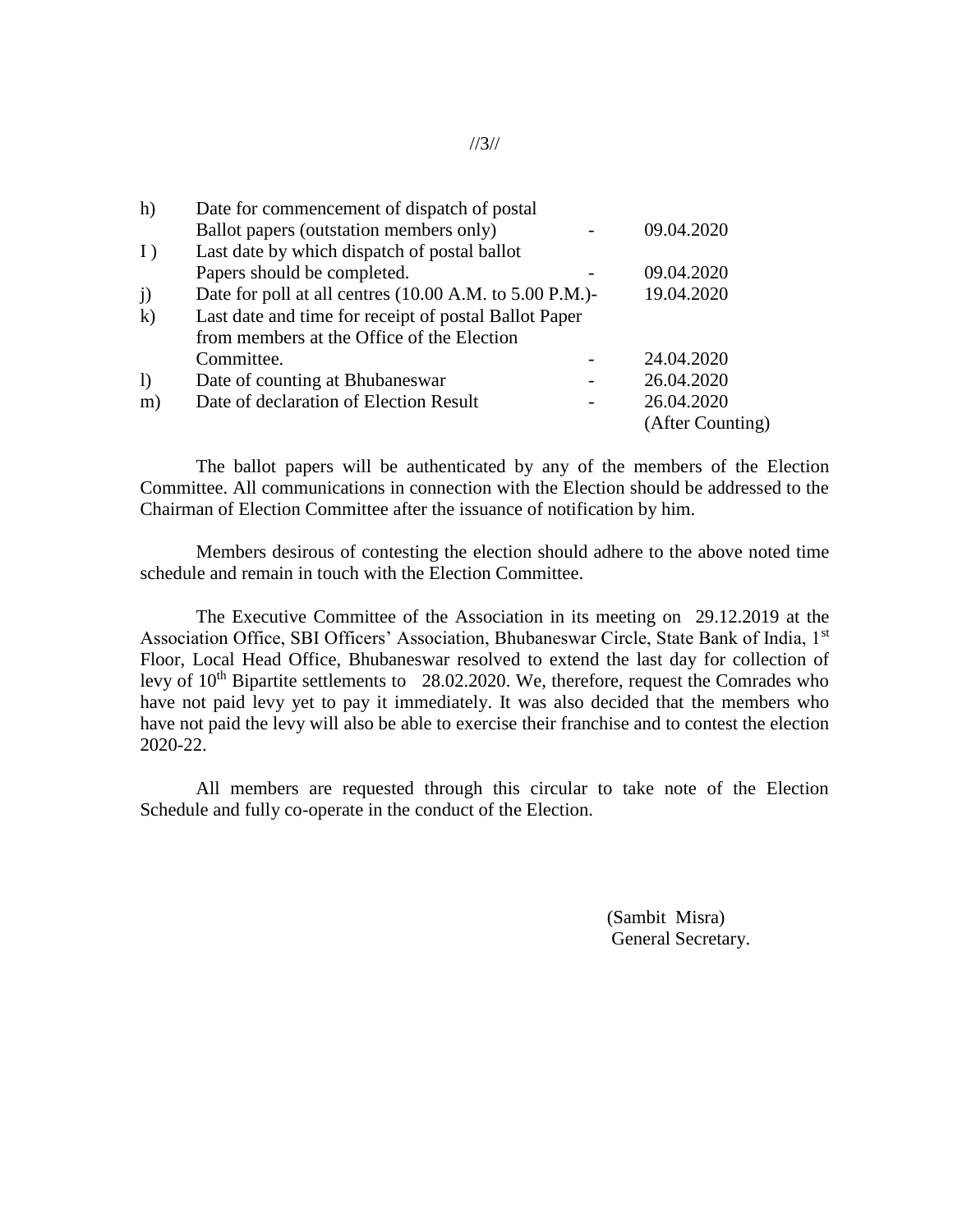| | | | |
|---|---|---|---|
| h) | Date for commencement of dispatch of postal Ballot papers (outstation members only) | - | 09.04.2020 |
| I ) | Last date by which dispatch of postal ballot Papers should be completed. | - | 09.04.2020 |
| j) | Date for poll at all centres (10.00 A.M. to 5.00 P.M.)- | | 19.04.2020 |
| k) | Last date and time for receipt of postal Ballot Paper from members at the Office of the Election Committee. | - | 24.04.2020 |
| l) | Date of counting at Bhubaneswar | - | 26.04.2020 |
| m) | Date of declaration of Election Result | - | 26.04.2020 (After Counting) |

The ballot papers will be authenticated by any of the members of the Election Committee. All communications in connection with the Election should be addressed to the Chairman of Election Committee after the issuance of notification by him.

Members desirous of contesting the election should adhere to the above noted time schedule and remain in touch with the Election Committee.

The Executive Committee of the Association in its meeting on 29.12.2019 at the Association Office, SBI Officers' Association, Bhubaneswar Circle, State Bank of India, 1st Floor, Local Head Office, Bhubaneswar resolved to extend the last day for collection of levy of 10th Bipartite settlements to 28.02.2020. We, therefore, request the Comrades who have not paid levy yet to pay it immediately. It was also decided that the members who have not paid the levy will also be able to exercise their franchise and to contest the election 2020-22.

All members are requested through this circular to take note of the Election Schedule and fully co-operate in the conduct of the Election.

(Sambit Misra)
General Secretary.